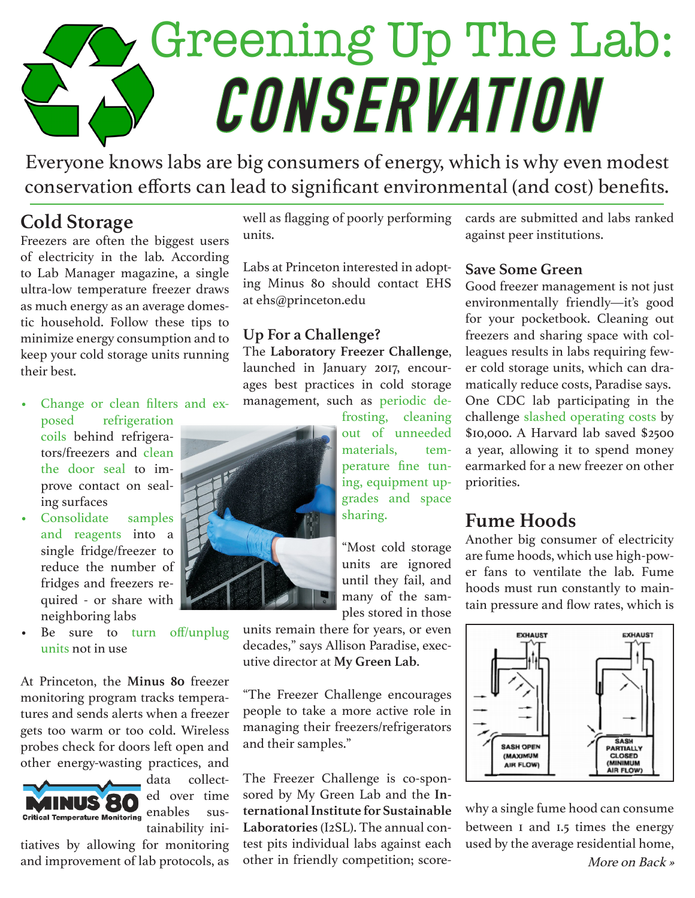# Greening Up The Lab: CONSERVATION

Everyone knows labs are big consumers of energy, which is why even modest conservation efforts can lead to significant environmental (and cost) benefits.

## Cold Storage

Freezers are often the biggest users of electricity in the lab. According to Lab Manager magazine, a single ultra-low temperature freezer draws as much energy as an average domestic household. Follow these tips to minimize energy consumption and to keep your cold storage units running their best.

- Change or clean filters and exposed refrigeration coils behind refrigerators/freezers and clean the door seal to improve contact on sealing surfaces
- Consolidate samples and reagents into a single fridge/freezer to reduce the number of fridges and freezers required - or share with neighboring labs
- Be sure to turn off/unplug units not in use

At Princeton, the **Minus 80** freezer monitoring program tracks temperatures and sends alerts when a freezer gets too warm or too cold. Wireless probes check for doors left open and other energy-wasting practices, and data collected over time enables sustainability initiatives by allowing for monitoring and improvement of lab protocols, as well as flagging of poorly performing units.

Labs at Princeton interested in adopting Minus 80 should contact EHS at ehs@princeton.edu

### Up For a Challenge?

The **Laboratory Freezer Challenge**, launched in January 2017, encourages best practices in cold storage management, such as periodic defrosting, cleaning out of unneeded materials, temperature fine tuning, equipment upgrades and space sharing.

"Most cold storage units are ignored until they fail, and many of the samples stored in those units remain there for years, or even decades," says Allison Paradise, executive director at **My Green Lab**.

"The Freezer Challenge encourages people to take a more active role in managing their freezers/refrigerators and their samples."

The Freezer Challenge is co-sponsored by My Green Lab and the **International Institute for Sustainable Laboratories** (I2SL). The annual contest pits individual labs against each other in friendly competition; scorecards are submitted and labs ranked against peer institutions.

### Save Some Green

Good freezer management is not just environmentally friendly—it's good for your pocketbook. Cleaning out freezers and sharing space with colleagues results in labs requiring fewer cold storage units, which can dramatically reduce costs, Paradise says. One CDC lab participating in the challenge slashed operating costs by $10,000. A Harvard lab saved $2500 a year, allowing it to spend money earmarked for a new freezer on other priorities.

## Fume Hoods

Another big consumer of electricity are fume hoods, which use high-power fans to ventilate the lab. Fume hoods must run constantly to maintain pressure and flow rates, which is why a single fume hood can consume between 1 and 1.5 times the energy used by the average residential home,

*More on Back »*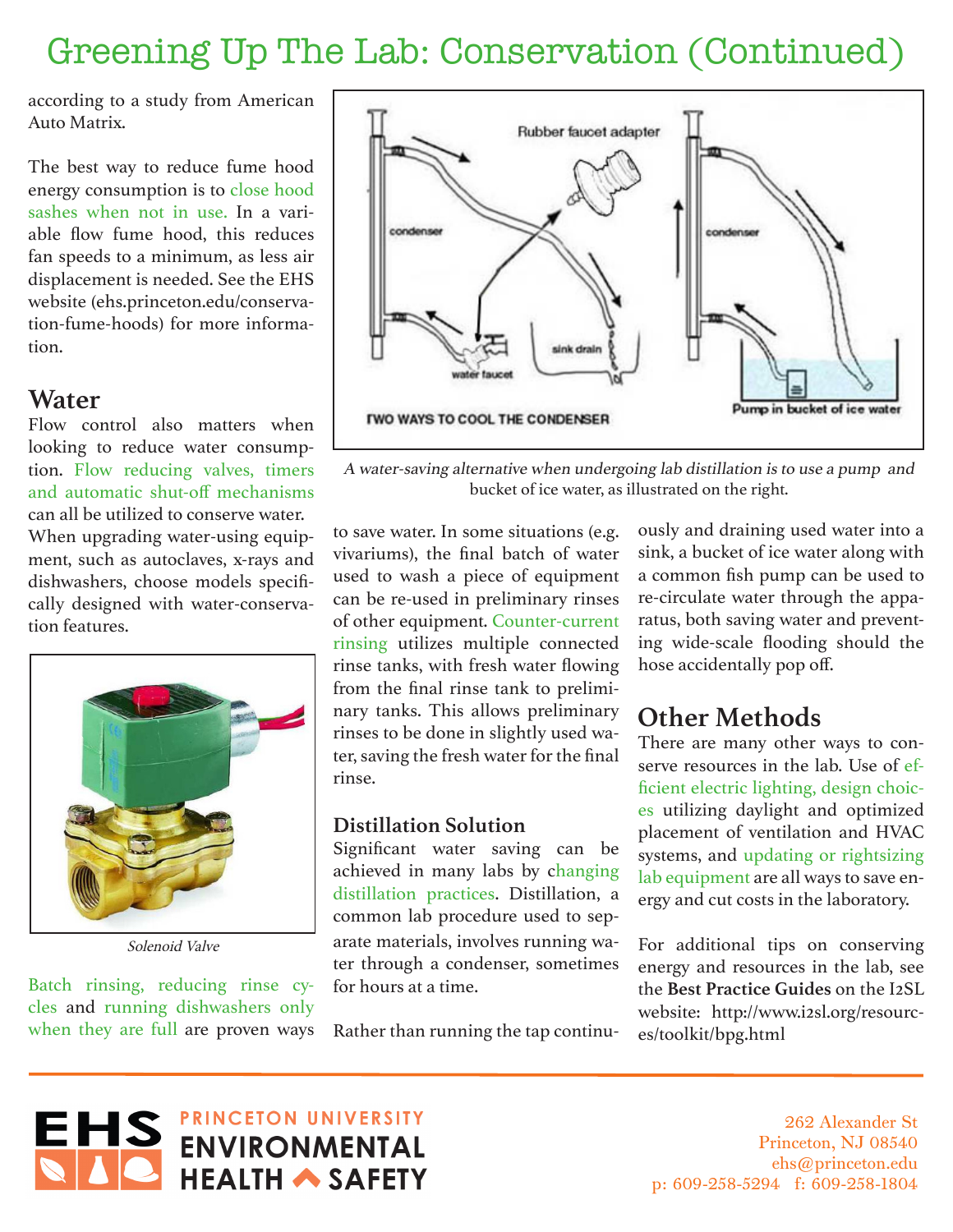# Greening Up The Lab: Conservation (Continued)

according to a study from American Auto Matrix.

The best way to reduce fume hood energy consumption is to close hood sashes when not in use. In a variable flow fume hood, this reduces fan speeds to a minimum, as less air displacement is needed. See the EHS website (ehs.princeton.edu/conservation-fume-hoods) for more information.

## Water

Flow control also matters when looking to reduce water consumption. Flow reducing valves, timers and automatic shut-off mechanisms can all be utilized to conserve water. When upgrading water-using equipment, such as autoclaves, x-rays and dishwashers, choose models specifically designed with water-conservation features.

*Solenoid Valve*

Batch rinsing, reducing rinse cycles and running dishwashers only when they are full are proven ways to save water. In some situations (e.g. vivariums), the final batch of water used to wash a piece of equipment can be re-used in preliminary rinses of other equipment. Counter-current rinsing utilizes multiple connected rinse tanks, with fresh water flowing from the final rinse tank to preliminary tanks. This allows preliminary rinses to be done in slightly used water, saving the fresh water for the final rinse.

TWO WAYS TO COOL THE CONDENSER

Rubber faucet adapter

condenser

water faucet

sink drain

condenser

Pump in bucket of ice water

*A water-saving alternative when undergoing lab distillation is to use a pump and bucket of ice water, as illustrated on the right.*

### Distillation Solution

Significant water saving can be achieved in many labs by changing distillation practices. Distillation, a common lab procedure used to separate materials, involves running water through a condenser, sometimes for hours at a time.

Rather than running the tap continuously and draining used water into a sink, a bucket of ice water along with a common fish pump can be used to re-circulate water through the apparatus, both saving water and preventing wide-scale flooding should the hose accidentally pop off.

## Other Methods

There are many other ways to conserve resources in the lab. Use of efficient electric lighting, design choices utilizing daylight and optimized placement of ventilation and HVAC systems, and updating or rightsizing lab equipment are all ways to save energy and cut costs in the laboratory.

For additional tips on conserving energy and resources in the lab, see the **Best Practice Guides** on the I2SL website: http://www.i2sl.org/resources/toolkit/bpg.html

EHS PRINCETON UNIVERSITY ENVIRONMENTAL HEALTH & SAFETY

262 Alexander St
Princeton, NJ 08540
ehs@princeton.edu
p: 609-258-5294 f: 609-258-1804